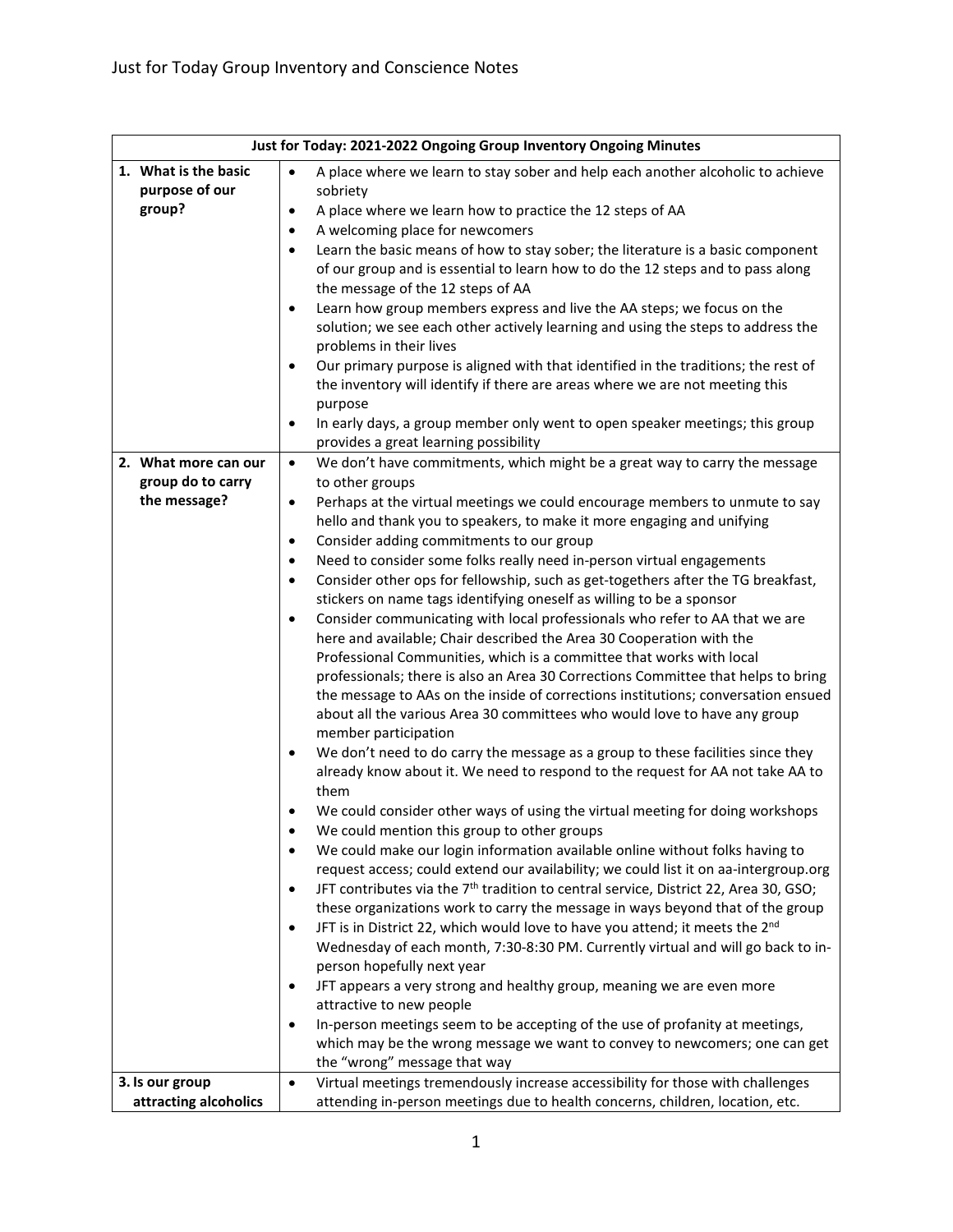# Just for Today Group Inventory and Conscience Notes

| Just for Today: 2021-2022 Ongoing Group Inventory Ongoing Minutes | |
|---|---|
| **1. What is the basic purpose of our group?** | • A place where we learn to stay sober and help each another alcoholic to achieve sobriety<br>• A place where we learn how to practice the 12 steps of AA<br>• A welcoming place for newcomers<br>• Learn the basic means of how to stay sober; the literature is a basic component of our group and is essential to learn how to do the 12 steps and to pass along the message of the 12 steps of AA<br>• Learn how group members express and live the AA steps; we focus on the solution; we see each other actively learning and using the steps to address the problems in their lives<br>• Our primary purpose is aligned with that identified in the traditions; the rest of the inventory will identify if there are areas where we are not meeting this purpose<br>• In early days, a group member only went to open speaker meetings; this group provides a great learning possibility |
| **2. What more can our group do to carry the message?** | • We don't have commitments, which might be a great way to carry the message to other groups<br>• Perhaps at the virtual meetings we could encourage members to unmute to say hello and thank you to speakers, to make it more engaging and unifying<br>• Consider adding commitments to our group<br>• Need to consider some folks really need in-person virtual engagements<br>• Consider other ops for fellowship, such as get-togethers after the TG breakfast, stickers on name tags identifying oneself as willing to be a sponsor<br>• Consider communicating with local professionals who refer to AA that we are here and available; Chair described the Area 30 Cooperation with the Professional Communities, which is a committee that works with local professionals; there is also an Area 30 Corrections Committee that helps to bring the message to AAs on the inside of corrections institutions; conversation ensued about all the various Area 30 committees who would love to have any group member participation<br>• We don't need to do carry the message as a group to these facilities since they already know about it. We need to respond to the request for AA not take AA to them<br>• We could consider other ways of using the virtual meeting for doing workshops<br>• We could mention this group to other groups<br>• We could make our login information available online without folks having to request access; could extend our availability; we could list it on aa-intergroup.org<br>• JFT contributes via the 7th tradition to central service, District 22, Area 30, GSO; these organizations work to carry the message in ways beyond that of the group<br>• JFT is in District 22, which would love to have you attend; it meets the 2nd Wednesday of each month, 7:30-8:30 PM. Currently virtual and will go back to in-person hopefully next year<br>• JFT appears a very strong and healthy group, meaning we are even more attractive to new people<br>• In-person meetings seem to be accepting of the use of profanity at meetings, which may be the wrong message we want to convey to newcomers; one can get the "wrong" message that way |
| **3. Is our group attracting alcoholics** | • Virtual meetings tremendously increase accessibility for those with challenges attending in-person meetings due to health concerns, children, location, etc. |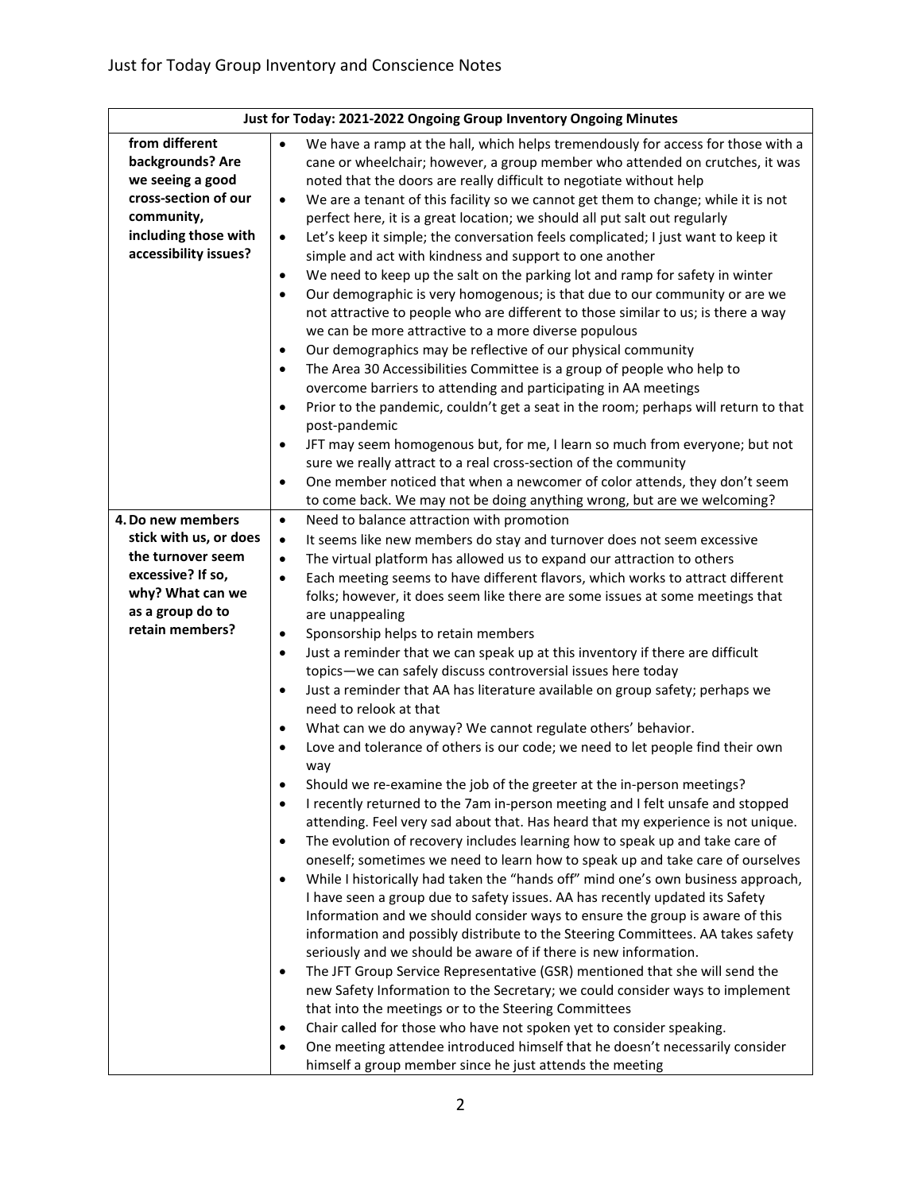| Just for Today: 2021-2022 Ongoing Group Inventory Ongoing Minutes | |
|---|---|
| **from different backgrounds? Are we seeing a good cross-section of our community, including those with accessibility issues?** | • We have a ramp at the hall, which helps tremendously for access for those with a cane or wheelchair; however, a group member who attended on crutches, it was noted that the doors are really difficult to negotiate without help<br>• We are a tenant of this facility so we cannot get them to change; while it is not perfect here, it is a great location; we should all put salt out regularly<br>• Let's keep it simple; the conversation feels complicated; I just want to keep it simple and act with kindness and support to one another<br>• We need to keep up the salt on the parking lot and ramp for safety in winter<br>• Our demographic is very homogenous; is that due to our community or are we not attractive to people who are different to those similar to us; is there a way we can be more attractive to a more diverse populous<br>• Our demographics may be reflective of our physical community<br>• The Area 30 Accessibilities Committee is a group of people who help to overcome barriers to attending and participating in AA meetings<br>• Prior to the pandemic, couldn't get a seat in the room; perhaps will return to that post-pandemic<br>• JFT may seem homogenous but, for me, I learn so much from everyone; but not sure we really attract to a real cross-section of the community<br>• One member noticed that when a newcomer of color attends, they don't seem to come back. We may not be doing anything wrong, but are we welcoming? |
| **4. Do new members stick with us, or does the turnover seem excessive? If so, why? What can we as a group do to retain members?** | • Need to balance attraction with promotion<br>• It seems like new members do stay and turnover does not seem excessive<br>• The virtual platform has allowed us to expand our attraction to others<br>• Each meeting seems to have different flavors, which works to attract different folks; however, it does seem like there are some issues at some meetings that are unappealing<br>• Sponsorship helps to retain members<br>• Just a reminder that we can speak up at this inventory if there are difficult topics—we can safely discuss controversial issues here today<br>• Just a reminder that AA has literature available on group safety; perhaps we need to relook at that<br>• What can we do anyway? We cannot regulate others' behavior.<br>• Love and tolerance of others is our code; we need to let people find their own way<br>• Should we re-examine the job of the greeter at the in-person meetings?<br>• I recently returned to the 7am in-person meeting and I felt unsafe and stopped attending. Feel very sad about that. Has heard that my experience is not unique.<br>• The evolution of recovery includes learning how to speak up and take care of oneself; sometimes we need to learn how to speak up and take care of ourselves<br>• While I historically had taken the "hands off" mind one's own business approach, I have seen a group due to safety issues. AA has recently updated its Safety Information and we should consider ways to ensure the group is aware of this information and possibly distribute to the Steering Committees. AA takes safety seriously and we should be aware of if there is new information.<br>• The JFT Group Service Representative (GSR) mentioned that she will send the new Safety Information to the Secretary; we could consider ways to implement that into the meetings or to the Steering Committees<br>• Chair called for those who have not spoken yet to consider speaking.<br>• One meeting attendee introduced himself that he doesn't necessarily consider himself a group member since he just attends the meeting |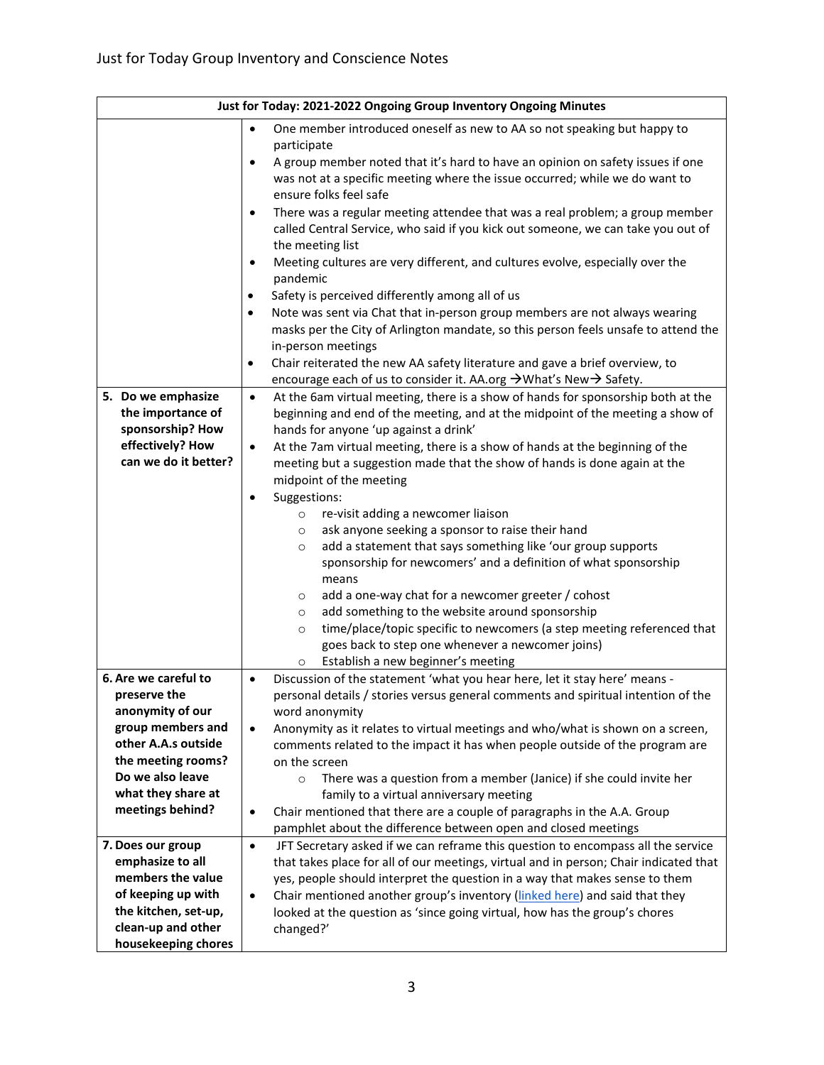| Just for Today: 2021-2022 Ongoing Group Inventory Ongoing Minutes | |
|---|---|
| | • One member introduced oneself as new to AA so not speaking but happy to participate<br>• A group member noted that it's hard to have an opinion on safety issues if one was not at a specific meeting where the issue occurred; while we do want to ensure folks feel safe<br>• There was a regular meeting attendee that was a real problem; a group member called Central Service, who said if you kick out someone, we can take you out of the meeting list<br>• Meeting cultures are very different, and cultures evolve, especially over the pandemic<br>• Safety is perceived differently among all of us<br>• Note was sent via Chat that in-person group members are not always wearing masks per the City of Arlington mandate, so this person feels unsafe to attend the in-person meetings<br>• Chair reiterated the new AA safety literature and gave a brief overview, to encourage each of us to consider it. AA.org →What's New→ Safety. |
| **5. Do we emphasize the importance of sponsorship? How effectively? How can we do it better?** | • At the 6am virtual meeting, there is a show of hands for sponsorship both at the beginning and end of the meeting, and at the midpoint of the meeting a show of hands for anyone 'up against a drink'<br>• At the 7am virtual meeting, there is a show of hands at the beginning of the meeting but a suggestion made that the show of hands is done again at the midpoint of the meeting<br>• Suggestions:<br>  ○ re-visit adding a newcomer liaison<br>  ○ ask anyone seeking a sponsor to raise their hand<br>  ○ add a statement that says something like 'our group supports sponsorship for newcomers' and a definition of what sponsorship means<br>  ○ add a one-way chat for a newcomer greeter / cohost<br>  ○ add something to the website around sponsorship<br>  ○ time/place/topic specific to newcomers (a step meeting referenced that goes back to step one whenever a newcomer joins)<br>  ○ Establish a new beginner's meeting |
| **6. Are we careful to preserve the anonymity of our group members and other A.A.s outside the meeting rooms? Do we also leave what they share at meetings behind?** | • Discussion of the statement 'what you hear here, let it stay here' means - personal details / stories versus general comments and spiritual intention of the word anonymity<br>• Anonymity as it relates to virtual meetings and who/what is shown on a screen, comments related to the impact it has when people outside of the program are on the screen<br>  ○ There was a question from a member (Janice) if she could invite her family to a virtual anniversary meeting<br>• Chair mentioned that there are a couple of paragraphs in the A.A. Group pamphlet about the difference between open and closed meetings |
| **7. Does our group emphasize to all members the value of keeping up with the kitchen, set-up, clean-up and other housekeeping chores** | • JFT Secretary asked if we can reframe this question to encompass all the service that takes place for all of our meetings, virtual and in person; Chair indicated that yes, people should interpret the question in a way that makes sense to them<br>• Chair mentioned another group's inventory (linked here) and said that they looked at the question as 'since going virtual, how has the group's chores changed?' |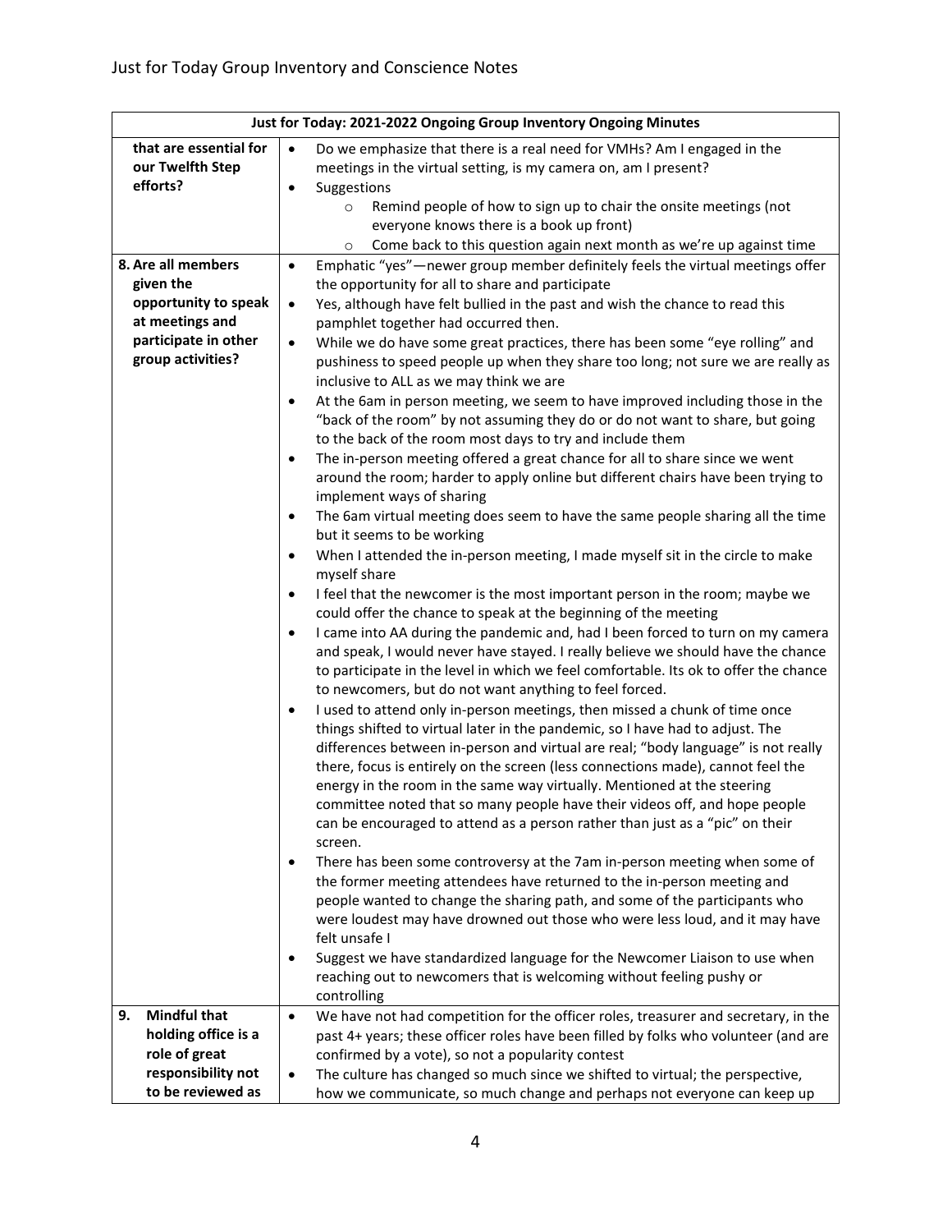| Just for Today: 2021-2022 Ongoing Group Inventory Ongoing Minutes | |
|---|---|
| **that are essential for our Twelfth Step efforts?** | • Do we emphasize that there is a real need for VMHs? Am I engaged in the meetings in the virtual setting, is my camera on, am I present?<br>• Suggestions<br>  ○ Remind people of how to sign up to chair the onsite meetings (not everyone knows there is a book up front)<br>  ○ Come back to this question again next month as we're up against time |
| **8. Are all members given the opportunity to speak at meetings and participate in other group activities?** | • Emphatic "yes"—newer group member definitely feels the virtual meetings offer the opportunity for all to share and participate<br>• Yes, although have felt bullied in the past and wish the chance to read this pamphlet together had occurred then.<br>• While we do have some great practices, there has been some "eye rolling" and pushiness to speed people up when they share too long; not sure we are really as inclusive to ALL as we may think we are<br>• At the 6am in person meeting, we seem to have improved including those in the "back of the room" by not assuming they do or do not want to share, but going to the back of the room most days to try and include them<br>• The in-person meeting offered a great chance for all to share since we went around the room; harder to apply online but different chairs have been trying to implement ways of sharing<br>• The 6am virtual meeting does seem to have the same people sharing all the time but it seems to be working<br>• When I attended the in-person meeting, I made myself sit in the circle to make myself share<br>• I feel that the newcomer is the most important person in the room; maybe we could offer the chance to speak at the beginning of the meeting<br>• I came into AA during the pandemic and, had I been forced to turn on my camera and speak, I would never have stayed. I really believe we should have the chance to participate in the level in which we feel comfortable. Its ok to offer the chance to newcomers, but do not want anything to feel forced.<br>• I used to attend only in-person meetings, then missed a chunk of time once things shifted to virtual later in the pandemic, so I have had to adjust. The differences between in-person and virtual are real; "body language" is not really there, focus is entirely on the screen (less connections made), cannot feel the energy in the room in the same way virtually. Mentioned at the steering committee noted that so many people have their videos off, and hope people can be encouraged to attend as a person rather than just as a "pic" on their screen.<br>• There has been some controversy at the 7am in-person meeting when some of the former meeting attendees have returned to the in-person meeting and people wanted to change the sharing path, and some of the participants who were loudest may have drowned out those who were less loud, and it may have felt unsafe I<br>• Suggest we have standardized language for the Newcomer Liaison to use when reaching out to newcomers that is welcoming without feeling pushy or controlling |
| **9. Mindful that holding office is a role of great responsibility not to be reviewed as** | • We have not had competition for the officer roles, treasurer and secretary, in the past 4+ years; these officer roles have been filled by folks who volunteer (and are confirmed by a vote), so not a popularity contest<br>• The culture has changed so much since we shifted to virtual; the perspective, how we communicate, so much change and perhaps not everyone can keep up |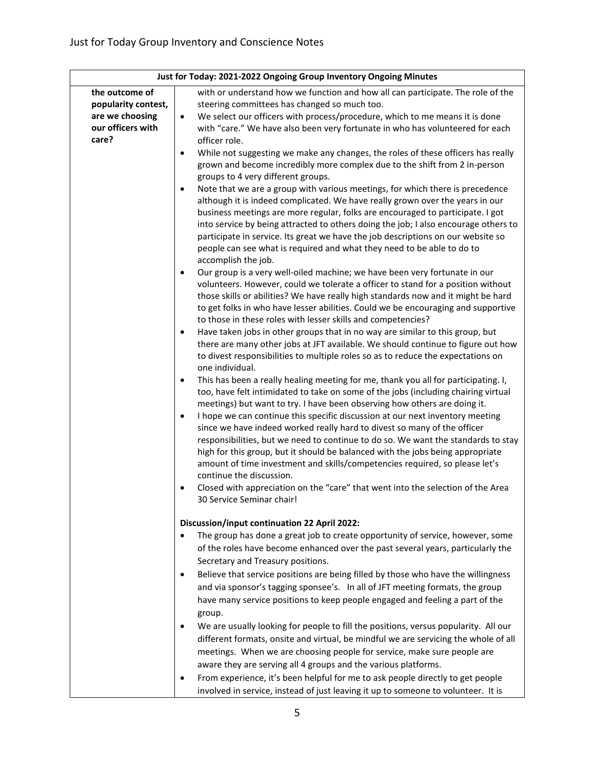| Just for Today: 2021-2022 Ongoing Group Inventory Ongoing Minutes | |
|---|---|
| **the outcome of popularity contest, are we choosing our officers with care?** | with or understand how we function and how all can participate. The role of the steering committees has changed so much too.<br>• We select our officers with process/procedure, which to me means it is done with "care." We have also been very fortunate in who has volunteered for each officer role.<br>• While not suggesting we make any changes, the roles of these officers has really grown and become incredibly more complex due to the shift from 2 in-person groups to 4 very different groups.<br>• Note that we are a group with various meetings, for which there is precedence although it is indeed complicated. We have really grown over the years in our business meetings are more regular, folks are encouraged to participate. I got into service by being attracted to others doing the job; I also encourage others to participate in service. Its great we have the job descriptions on our website so people can see what is required and what they need to be able to do to accomplish the job.<br>• Our group is a very well-oiled machine; we have been very fortunate in our volunteers. However, could we tolerate a officer to stand for a position without those skills or abilities? We have really high standards now and it might be hard to get folks in who have lesser abilities. Could we be encouraging and supportive to those in these roles with lesser skills and competencies?<br>• Have taken jobs in other groups that in no way are similar to this group, but there are many other jobs at JFT available. We should continue to figure out how to divest responsibilities to multiple roles so as to reduce the expectations on one individual.<br>• This has been a really healing meeting for me, thank you all for participating. I, too, have felt intimidated to take on some of the jobs (including chairing virtual meetings) but want to try. I have been observing how others are doing it.<br>• I hope we can continue this specific discussion at our next inventory meeting since we have indeed worked really hard to divest so many of the officer responsibilities, but we need to continue to do so. We want the standards to stay high for this group, but it should be balanced with the jobs being appropriate amount of time investment and skills/competencies required, so please let's continue the discussion.<br>• Closed with appreciation on the "care" that went into the selection of the Area 30 Service Seminar chair!<br><br>**Discussion/input continuation 22 April 2022:**<br>• The group has done a great job to create opportunity of service, however, some of the roles have become enhanced over the past several years, particularly the Secretary and Treasury positions.<br>• Believe that service positions are being filled by those who have the willingness and via sponsor's tagging sponsee's. In all of JFT meeting formats, the group have many service positions to keep people engaged and feeling a part of the group.<br>• We are usually looking for people to fill the positions, versus popularity. All our different formats, onsite and virtual, be mindful we are servicing the whole of all meetings. When we are choosing people for service, make sure people are aware they are serving all 4 groups and the various platforms.<br>• From experience, it's been helpful for me to ask people directly to get people involved in service, instead of just leaving it up to someone to volunteer. It is |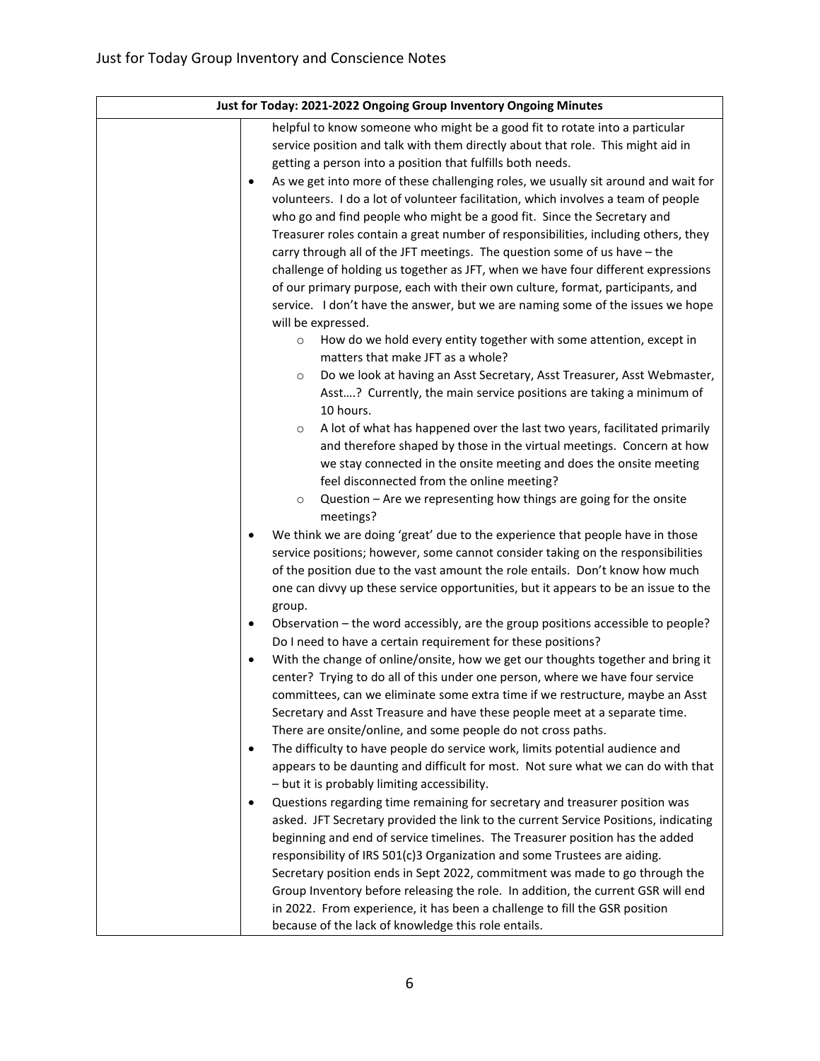| Just for Today: 2021-2022 Ongoing Group Inventory Ongoing Minutes | |
|---|---|
| | helpful to know someone who might be a good fit to rotate into a particular service position and talk with them directly about that role. This might aid in getting a person into a position that fulfills both needs.<br>• As we get into more of these challenging roles, we usually sit around and wait for volunteers. I do a lot of volunteer facilitation, which involves a team of people who go and find people who might be a good fit. Since the Secretary and Treasurer roles contain a great number of responsibilities, including others, they carry through all of the JFT meetings. The question some of us have – the challenge of holding us together as JFT, when we have four different expressions of our primary purpose, each with their own culture, format, participants, and service. I don't have the answer, but we are naming some of the issues we hope will be expressed.<br>&nbsp;&nbsp;&nbsp;&nbsp;○ How do we hold every entity together with some attention, except in matters that make JFT as a whole?<br>&nbsp;&nbsp;&nbsp;&nbsp;○ Do we look at having an Asst Secretary, Asst Treasurer, Asst Webmaster, Asst….? Currently, the main service positions are taking a minimum of 10 hours.<br>&nbsp;&nbsp;&nbsp;&nbsp;○ A lot of what has happened over the last two years, facilitated primarily and therefore shaped by those in the virtual meetings. Concern at how we stay connected in the onsite meeting and does the onsite meeting feel disconnected from the online meeting?<br>&nbsp;&nbsp;&nbsp;&nbsp;○ Question – Are we representing how things are going for the onsite meetings?<br>• We think we are doing 'great' due to the experience that people have in those service positions; however, some cannot consider taking on the responsibilities of the position due to the vast amount the role entails. Don't know how much one can divvy up these service opportunities, but it appears to be an issue to the group.<br>• Observation – the word accessibly, are the group positions accessible to people? Do I need to have a certain requirement for these positions?<br>• With the change of online/onsite, how we get our thoughts together and bring it center? Trying to do all of this under one person, where we have four service committees, can we eliminate some extra time if we restructure, maybe an Asst Secretary and Asst Treasure and have these people meet at a separate time. There are onsite/online, and some people do not cross paths.<br>• The difficulty to have people do service work, limits potential audience and appears to be daunting and difficult for most. Not sure what we can do with that – but it is probably limiting accessibility.<br>• Questions regarding time remaining for secretary and treasurer position was asked. JFT Secretary provided the link to the current Service Positions, indicating beginning and end of service timelines. The Treasurer position has the added responsibility of IRS 501(c)3 Organization and some Trustees are aiding. Secretary position ends in Sept 2022, commitment was made to go through the Group Inventory before releasing the role. In addition, the current GSR will end in 2022. From experience, it has been a challenge to fill the GSR position because of the lack of knowledge this role entails. |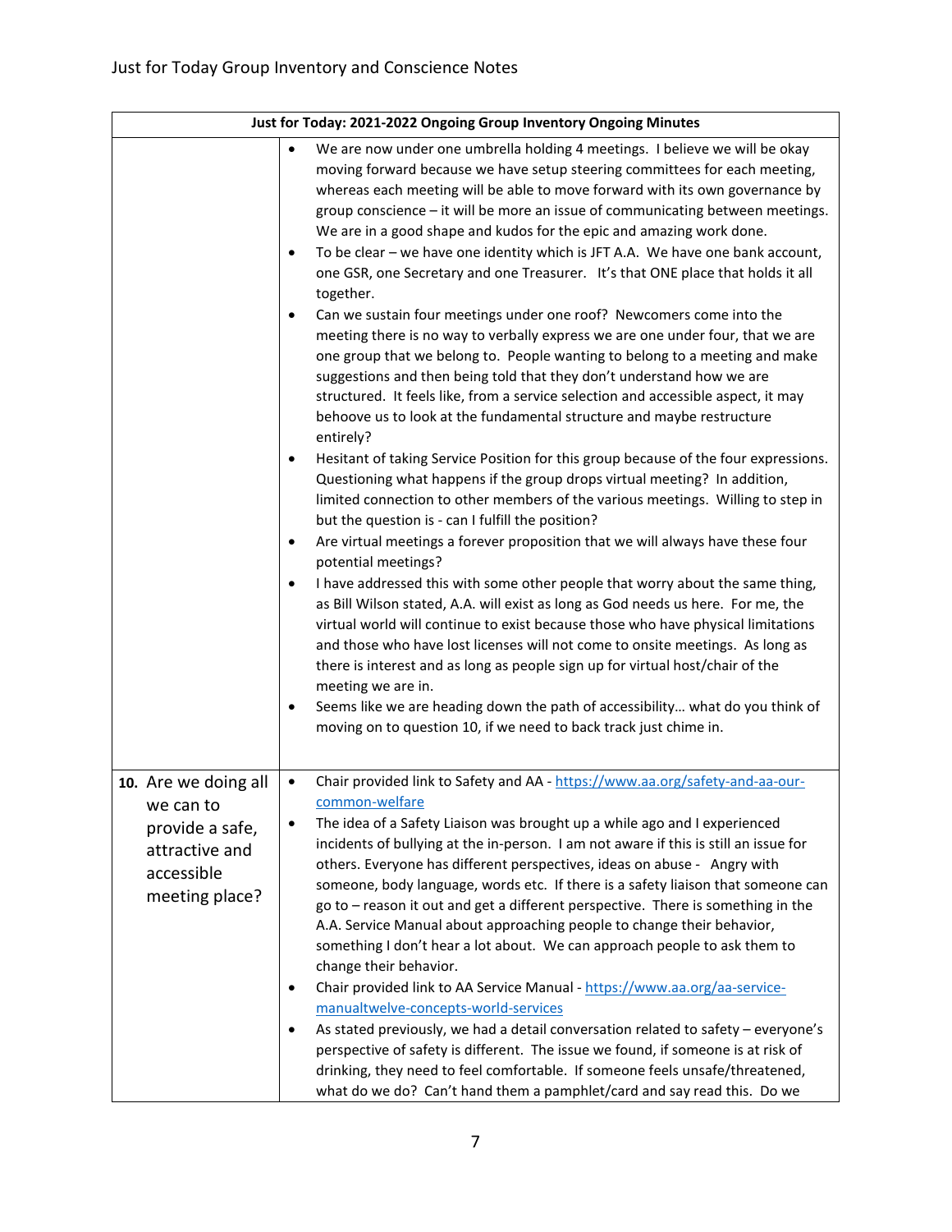| Just for Today: 2021-2022 Ongoing Group Inventory Ongoing Minutes | |
|---|---|
| | • We are now under one umbrella holding 4 meetings. I believe we will be okay moving forward because we have setup steering committees for each meeting, whereas each meeting will be able to move forward with its own governance by group conscience – it will be more an issue of communicating between meetings. We are in a good shape and kudos for the epic and amazing work done.<br>• To be clear – we have one identity which is JFT A.A. We have one bank account, one GSR, one Secretary and one Treasurer. It's that ONE place that holds it all together.<br>• Can we sustain four meetings under one roof? Newcomers come into the meeting there is no way to verbally express we are one under four, that we are one group that we belong to. People wanting to belong to a meeting and make suggestions and then being told that they don't understand how we are structured. It feels like, from a service selection and accessible aspect, it may behoove us to look at the fundamental structure and maybe restructure entirely?<br>• Hesitant of taking Service Position for this group because of the four expressions. Questioning what happens if the group drops virtual meeting? In addition, limited connection to other members of the various meetings. Willing to step in but the question is - can I fulfill the position?<br>• Are virtual meetings a forever proposition that we will always have these four potential meetings?<br>• I have addressed this with some other people that worry about the same thing, as Bill Wilson stated, A.A. will exist as long as God needs us here. For me, the virtual world will continue to exist because those who have physical limitations and those who have lost licenses will not come to onsite meetings. As long as there is interest and as long as people sign up for virtual host/chair of the meeting we are in.<br>• Seems like we are heading down the path of accessibility… what do you think of moving on to question 10, if we need to back track just chime in. |
| **10.** Are we doing all we can to provide a safe, attractive and accessible meeting place? | • Chair provided link to Safety and AA - https://www.aa.org/safety-and-aa-our-common-welfare<br>• The idea of a Safety Liaison was brought up a while ago and I experienced incidents of bullying at the in-person. I am not aware if this is still an issue for others. Everyone has different perspectives, ideas on abuse - Angry with someone, body language, words etc. If there is a safety liaison that someone can go to – reason it out and get a different perspective. There is something in the A.A. Service Manual about approaching people to change their behavior, something I don't hear a lot about. We can approach people to ask them to change their behavior.<br>• Chair provided link to AA Service Manual - https://www.aa.org/aa-service-manualtwelve-concepts-world-services<br>• As stated previously, we had a detail conversation related to safety – everyone's perspective of safety is different. The issue we found, if someone is at risk of drinking, they need to feel comfortable. If someone feels unsafe/threatened, what do we do? Can't hand them a pamphlet/card and say read this. Do we |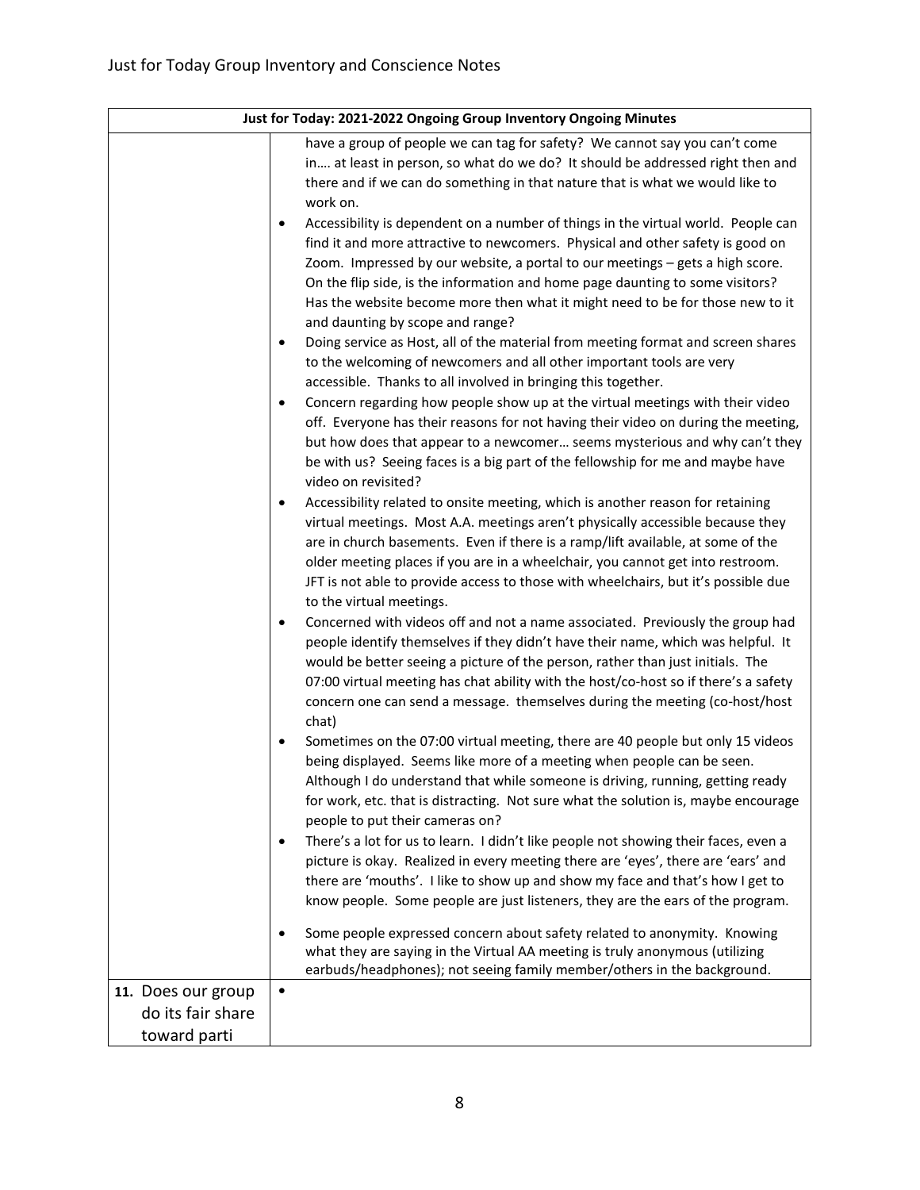| Just for Today: 2021-2022 Ongoing Group Inventory Ongoing Minutes | |
|---|---|
| | have a group of people we can tag for safety? We cannot say you can't come in…. at least in person, so what do we do? It should be addressed right then and there and if we can do something in that nature that is what we would like to work on.<br>• Accessibility is dependent on a number of things in the virtual world. People can find it and more attractive to newcomers. Physical and other safety is good on Zoom. Impressed by our website, a portal to our meetings – gets a high score. On the flip side, is the information and home page daunting to some visitors? Has the website become more then what it might need to be for those new to it and daunting by scope and range?<br>• Doing service as Host, all of the material from meeting format and screen shares to the welcoming of newcomers and all other important tools are very accessible. Thanks to all involved in bringing this together.<br>• Concern regarding how people show up at the virtual meetings with their video off. Everyone has their reasons for not having their video on during the meeting, but how does that appear to a newcomer… seems mysterious and why can't they be with us? Seeing faces is a big part of the fellowship for me and maybe have video on revisited?<br>• Accessibility related to onsite meeting, which is another reason for retaining virtual meetings. Most A.A. meetings aren't physically accessible because they are in church basements. Even if there is a ramp/lift available, at some of the older meeting places if you are in a wheelchair, you cannot get into restroom. JFT is not able to provide access to those with wheelchairs, but it's possible due to the virtual meetings.<br>• Concerned with videos off and not a name associated. Previously the group had people identify themselves if they didn't have their name, which was helpful. It would be better seeing a picture of the person, rather than just initials. The 07:00 virtual meeting has chat ability with the host/co-host so if there's a safety concern one can send a message. themselves during the meeting (co-host/host chat)<br>• Sometimes on the 07:00 virtual meeting, there are 40 people but only 15 videos being displayed. Seems like more of a meeting when people can be seen. Although I do understand that while someone is driving, running, getting ready for work, etc. that is distracting. Not sure what the solution is, maybe encourage people to put their cameras on?<br>• There's a lot for us to learn. I didn't like people not showing their faces, even a picture is okay. Realized in every meeting there are 'eyes', there are 'ears' and there are 'mouths'. I like to show up and show my face and that's how I get to know people. Some people are just listeners, they are the ears of the program.<br>• Some people expressed concern about safety related to anonymity. Knowing what they are saying in the Virtual AA meeting is truly anonymous (utilizing earbuds/headphones); not seeing family member/others in the background. |
| 11. Does our group do its fair share toward parti | • |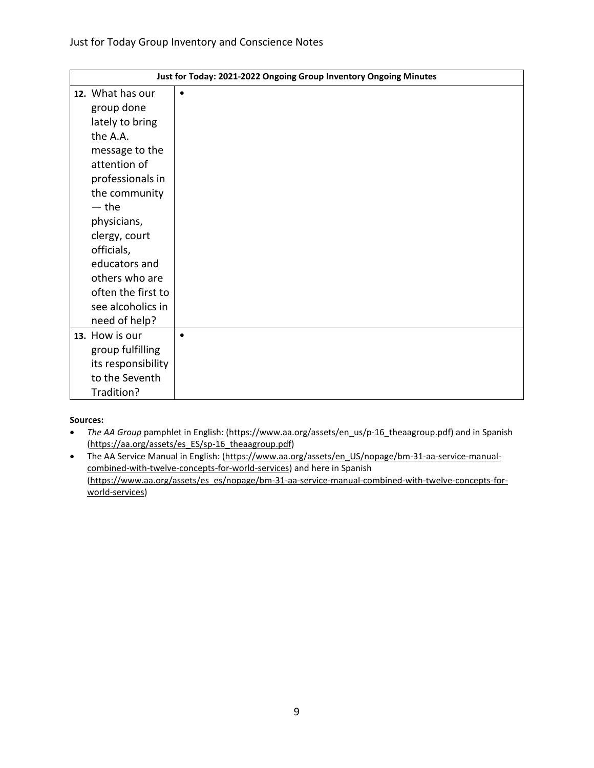| Just for Today: 2021-2022 Ongoing Group Inventory Ongoing Minutes | |
|---|---|
| **12.** What has our group done lately to bring the A.A. message to the attention of professionals in the community — the physicians, clergy, court officials, educators and others who are often the first to see alcoholics in need of help? | • |
| **13.** How is our group fulfilling its responsibility to the Seventh Tradition? | • |

**Sources:**

- *The AA Group* pamphlet in English: (https://www.aa.org/assets/en_us/p-16_theaagroup.pdf) and in Spanish (https://aa.org/assets/es_ES/sp-16_theaagroup.pdf)
- The AA Service Manual in English: (https://www.aa.org/assets/en_US/nopage/bm-31-aa-service-manual-combined-with-twelve-concepts-for-world-services) and here in Spanish (https://www.aa.org/assets/es_es/nopage/bm-31-aa-service-manual-combined-with-twelve-concepts-for-world-services)